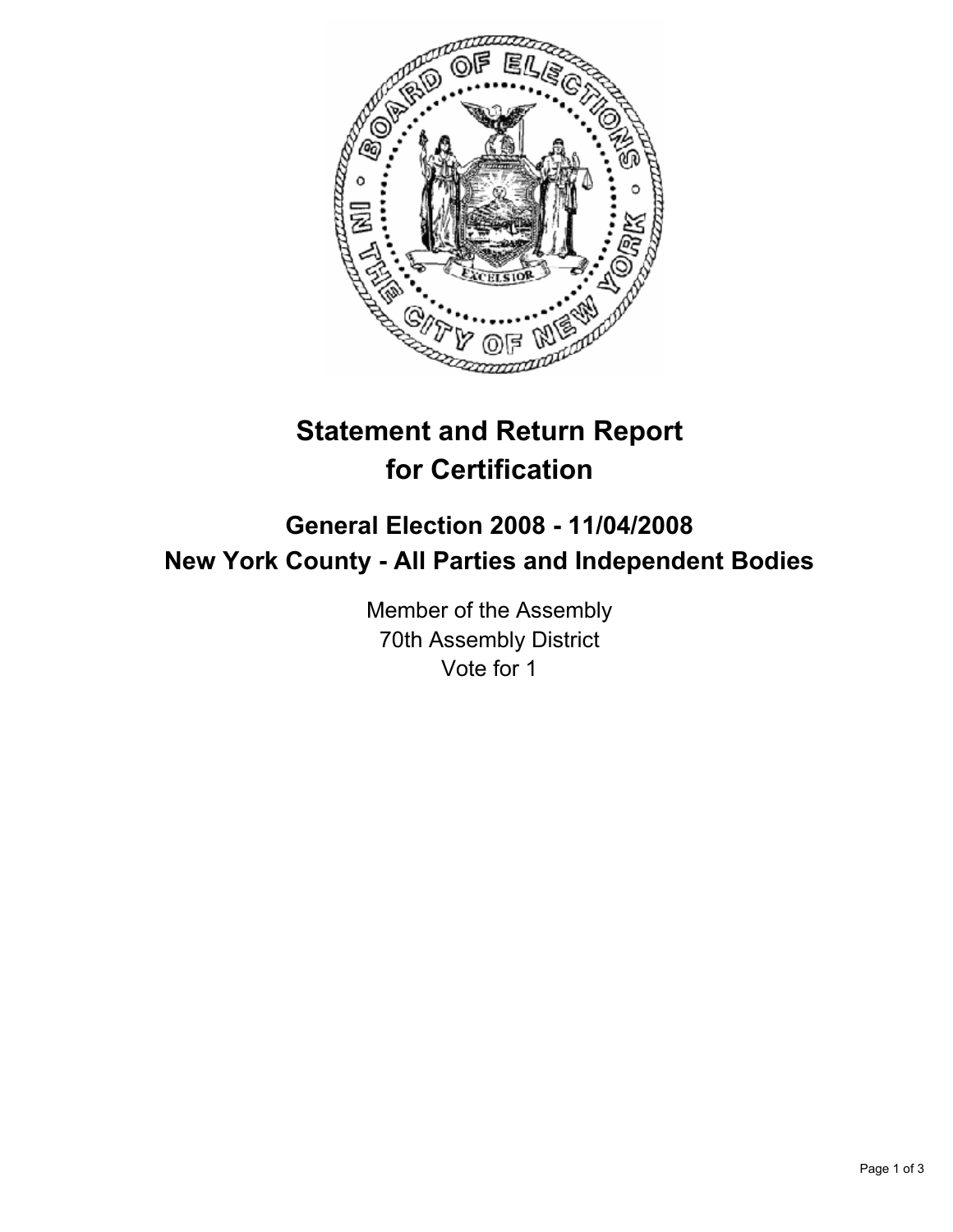# Statement and Return Report for Certification

## General Election 2008 - 11/04/2008
## New York County - All Parties and Independent Bodies

Member of the Assembly
70th Assembly District
Vote for 1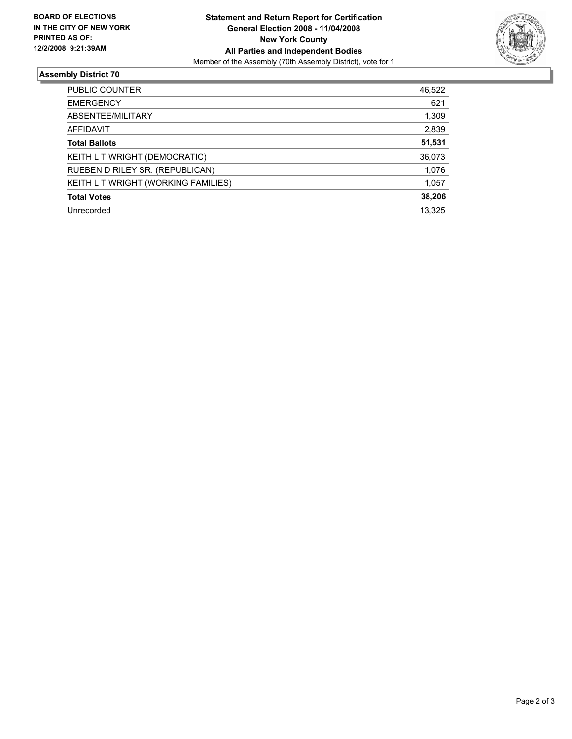**BOARD OF ELECTIONS IN THE CITY OF NEW YORK PRINTED AS OF: 12/2/2008 9:21:39AM**

**Statement and Return Report for Certification**
**General Election 2008 - 11/04/2008**
**New York County**
**All Parties and Independent Bodies**
Member of the Assembly (70th Assembly District), vote for 1

## Assembly District 70

| | |
|---|---|
| PUBLIC COUNTER | 46,522 |
| EMERGENCY | 621 |
| ABSENTEE/MILITARY | 1,309 |
| AFFIDAVIT | 2,839 |
| **Total Ballots** | **51,531** |
| KEITH L T WRIGHT (DEMOCRATIC) | 36,073 |
| RUEBEN D RILEY SR. (REPUBLICAN) | 1,076 |
| KEITH L T WRIGHT (WORKING FAMILIES) | 1,057 |
| **Total Votes** | **38,206** |
| Unrecorded | 13,325 |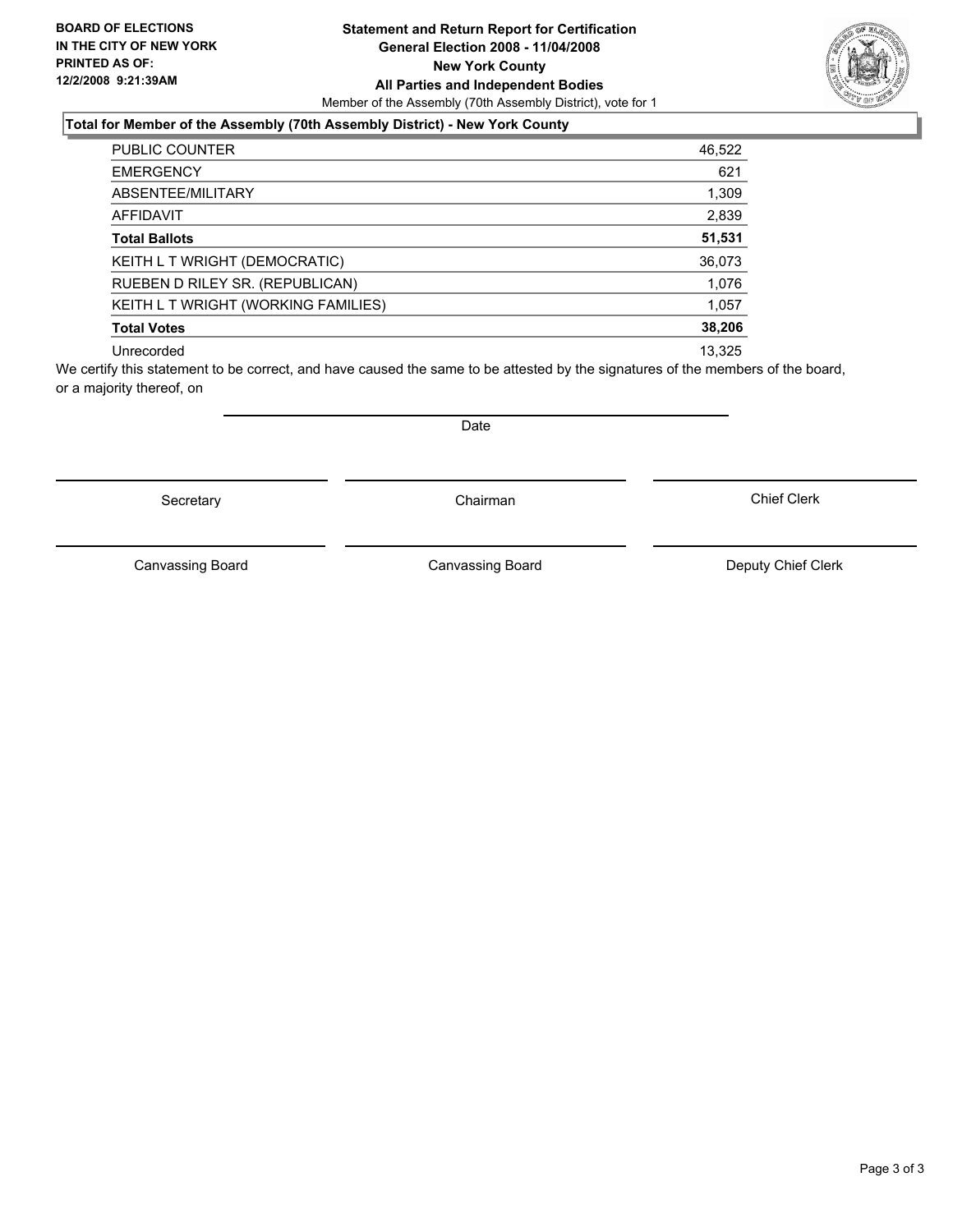**BOARD OF ELECTIONS IN THE CITY OF NEW YORK PRINTED AS OF: 12/2/2008 9:21:39AM**

**Statement and Return Report for Certification**
**General Election 2008 - 11/04/2008**
**New York County**
**All Parties and Independent Bodies**
Member of the Assembly (70th Assembly District), vote for 1

**Total for Member of the Assembly (70th Assembly District) - New York County**

| | |
|---|---|
| PUBLIC COUNTER | 46,522 |
| EMERGENCY | 621 |
| ABSENTEE/MILITARY | 1,309 |
| AFFIDAVIT | 2,839 |
| **Total Ballots** | **51,531** |
| KEITH L T WRIGHT (DEMOCRATIC) | 36,073 |
| RUEBEN D RILEY SR. (REPUBLICAN) | 1,076 |
| KEITH L T WRIGHT (WORKING FAMILIES) | 1,057 |
| **Total Votes** | **38,206** |
| Unrecorded | 13,325 |

We certify this statement to be correct, and have caused the same to be attested by the signatures of the members of the board, or a majority thereof, on

Date

Secretary | Chairman | Chief Clerk

Canvassing Board | Canvassing Board | Deputy Chief Clerk